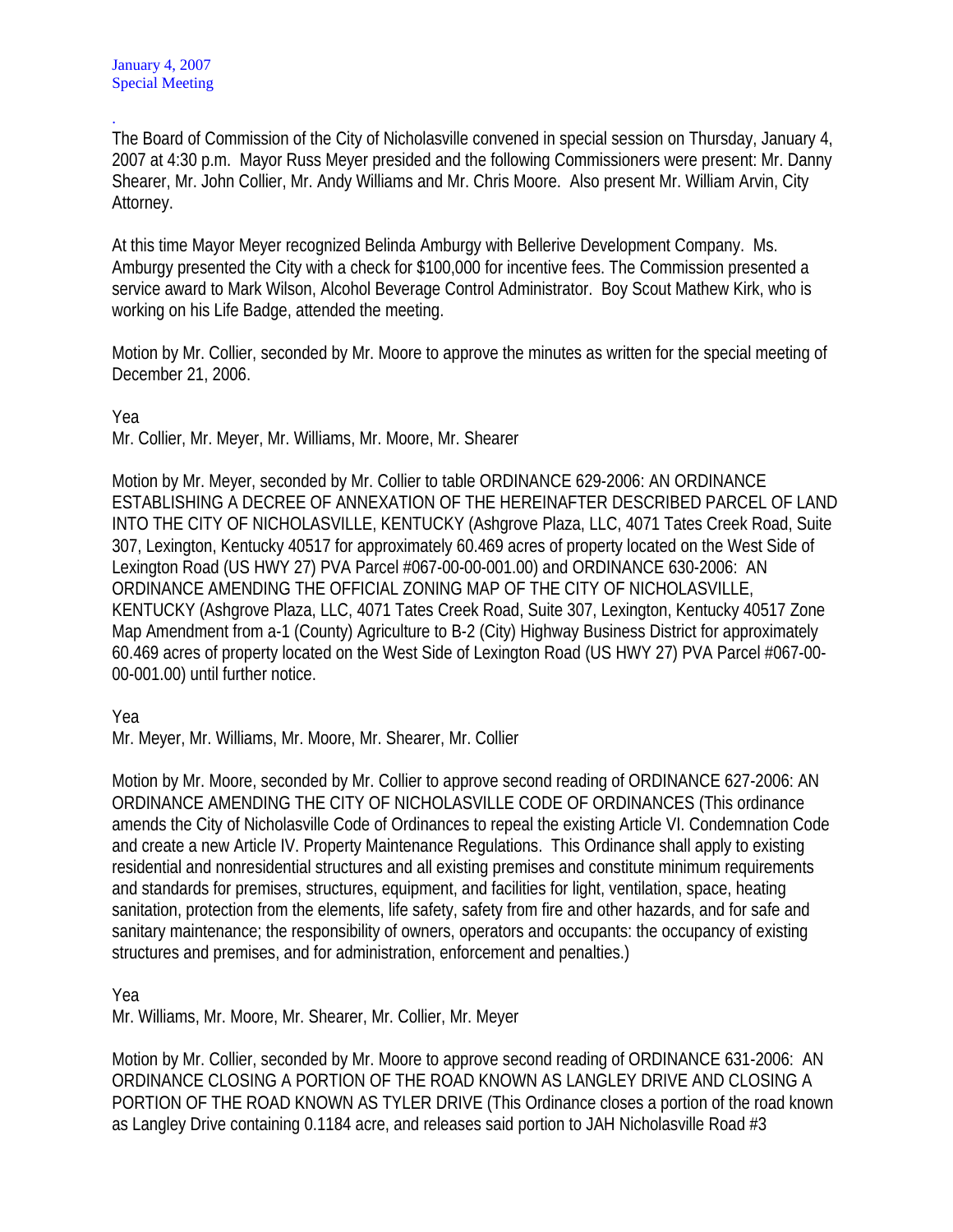January 4, 2007
Special Meeting

.
The Board of Commission of the City of Nicholasville convened in special session on Thursday, January 4, 2007 at 4:30 p.m. Mayor Russ Meyer presided and the following Commissioners were present: Mr. Danny Shearer, Mr. John Collier, Mr. Andy Williams and Mr. Chris Moore. Also present Mr. William Arvin, City Attorney.

At this time Mayor Meyer recognized Belinda Amburgy with Bellerive Development Company. Ms. Amburgy presented the City with a check for $100,000 for incentive fees. The Commission presented a service award to Mark Wilson, Alcohol Beverage Control Administrator. Boy Scout Mathew Kirk, who is working on his Life Badge, attended the meeting.

Motion by Mr. Collier, seconded by Mr. Moore to approve the minutes as written for the special meeting of December 21, 2006.

Yea
Mr. Collier, Mr. Meyer, Mr. Williams, Mr. Moore, Mr. Shearer

Motion by Mr. Meyer, seconded by Mr. Collier to table ORDINANCE 629-2006: AN ORDINANCE ESTABLISHING A DECREE OF ANNEXATION OF THE HEREINAFTER DESCRIBED PARCEL OF LAND INTO THE CITY OF NICHOLASVILLE, KENTUCKY (Ashgrove Plaza, LLC, 4071 Tates Creek Road, Suite 307, Lexington, Kentucky 40517 for approximately 60.469 acres of property located on the West Side of Lexington Road (US HWY 27) PVA Parcel #067-00-00-001.00) and ORDINANCE 630-2006: AN ORDINANCE AMENDING THE OFFICIAL ZONING MAP OF THE CITY OF NICHOLASVILLE, KENTUCKY (Ashgrove Plaza, LLC, 4071 Tates Creek Road, Suite 307, Lexington, Kentucky 40517 Zone Map Amendment from a-1 (County) Agriculture to B-2 (City) Highway Business District for approximately 60.469 acres of property located on the West Side of Lexington Road (US HWY 27) PVA Parcel #067-00-00-001.00) until further notice.

Yea
Mr. Meyer, Mr. Williams, Mr. Moore, Mr. Shearer, Mr. Collier

Motion by Mr. Moore, seconded by Mr. Collier to approve second reading of ORDINANCE 627-2006: AN ORDINANCE AMENDING THE CITY OF NICHOLASVILLE CODE OF ORDINANCES (This ordinance amends the City of Nicholasville Code of Ordinances to repeal the existing Article VI. Condemnation Code and create a new Article IV. Property Maintenance Regulations. This Ordinance shall apply to existing residential and nonresidential structures and all existing premises and constitute minimum requirements and standards for premises, structures, equipment, and facilities for light, ventilation, space, heating sanitation, protection from the elements, life safety, safety from fire and other hazards, and for safe and sanitary maintenance; the responsibility of owners, operators and occupants: the occupancy of existing structures and premises, and for administration, enforcement and penalties.)

Yea
Mr. Williams, Mr. Moore, Mr. Shearer, Mr. Collier, Mr. Meyer

Motion by Mr. Collier, seconded by Mr. Moore to approve second reading of ORDINANCE 631-2006: AN ORDINANCE CLOSING A PORTION OF THE ROAD KNOWN AS LANGLEY DRIVE AND CLOSING A PORTION OF THE ROAD KNOWN AS TYLER DRIVE (This Ordinance closes a portion of the road known as Langley Drive containing 0.1184 acre, and releases said portion to JAH Nicholasville Road #3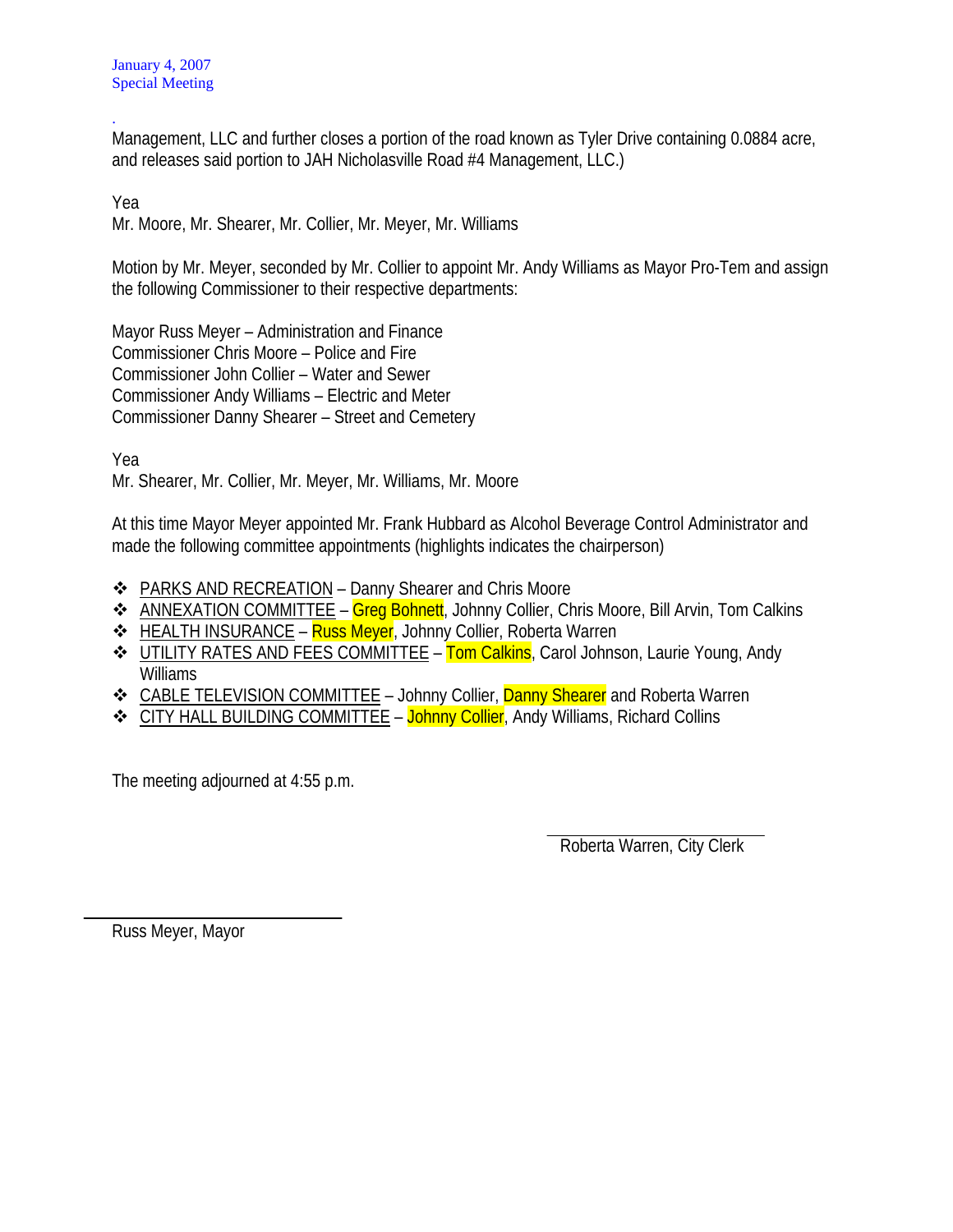Management, LLC and further closes a portion of the road known as Tyler Drive containing 0.0884 acre, and releases said portion to JAH Nicholasville Road #4 Management, LLC.)

Yea
Mr. Moore, Mr. Shearer, Mr. Collier, Mr. Meyer, Mr. Williams

Motion by Mr. Meyer, seconded by Mr. Collier to appoint Mr. Andy Williams as Mayor Pro-Tem and assign the following Commissioner to their respective departments:

Mayor Russ Meyer – Administration and Finance
Commissioner Chris Moore – Police and Fire
Commissioner John Collier – Water and Sewer
Commissioner Andy Williams – Electric and Meter
Commissioner Danny Shearer – Street and Cemetery

Yea
Mr. Shearer, Mr. Collier, Mr. Meyer, Mr. Williams, Mr. Moore

At this time Mayor Meyer appointed Mr. Frank Hubbard as Alcohol Beverage Control Administrator and made the following committee appointments (highlights indicates the chairperson)

- PARKS AND RECREATION – Danny Shearer and Chris Moore
- ANNEXATION COMMITTEE – Greg Bohnett, Johnny Collier, Chris Moore, Bill Arvin, Tom Calkins
- HEALTH INSURANCE – Russ Meyer, Johnny Collier, Roberta Warren
- UTILITY RATES AND FEES COMMITTEE – Tom Calkins, Carol Johnson, Laurie Young, Andy Williams
- CABLE TELEVISION COMMITTEE – Johnny Collier, Danny Shearer and Roberta Warren
- CITY HALL BUILDING COMMITTEE – Johnny Collier, Andy Williams, Richard Collins

The meeting adjourned at 4:55 p.m.

Roberta Warren, City Clerk

Russ Meyer, Mayor